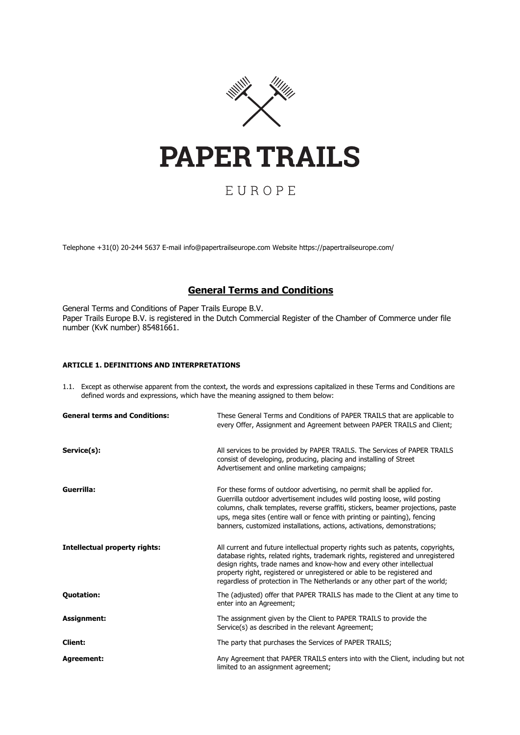# PAPER TRAILS

EUROPE

Telephone +31(0) 20-244 5637 E-mail info@papertrailseurope.com Website https://papertrailseurope.com/

## General Terms and Conditions

General Terms and Conditions of Paper Trails Europe B.V.
Paper Trails Europe B.V. is registered in the Dutch Commercial Register of the Chamber of Commerce under file number (KvK number) 85481661.

### ARTICLE 1. DEFINITIONS AND INTERPRETATIONS

1.1. Except as otherwise apparent from the context, the words and expressions capitalized in these Terms and Conditions are defined words and expressions, which have the meaning assigned to them below:

**General terms and Conditions:** These General Terms and Conditions of PAPER TRAILS that are applicable to every Offer, Assignment and Agreement between PAPER TRAILS and Client;

**Service(s):** All services to be provided by PAPER TRAILS. The Services of PAPER TRAILS consist of developing, producing, placing and installing of Street Advertisement and online marketing campaigns;

**Guerrilla:** For these forms of outdoor advertising, no permit shall be applied for. Guerrilla outdoor advertisement includes wild posting loose, wild posting columns, chalk templates, reverse graffiti, stickers, beamer projections, paste ups, mega sites (entire wall or fence with printing or painting), fencing banners, customized installations, actions, activations, demonstrations;

**Intellectual property rights:** All current and future intellectual property rights such as patents, copyrights, database rights, related rights, trademark rights, registered and unregistered design rights, trade names and know-how and every other intellectual property right, registered or unregistered or able to be registered and regardless of protection in The Netherlands or any other part of the world;

**Quotation:** The (adjusted) offer that PAPER TRAILS has made to the Client at any time to enter into an Agreement;

**Assignment:** The assignment given by the Client to PAPER TRAILS to provide the Service(s) as described in the relevant Agreement;

**Client:** The party that purchases the Services of PAPER TRAILS;

**Agreement:** Any Agreement that PAPER TRAILS enters into with the Client, including but not limited to an assignment agreement;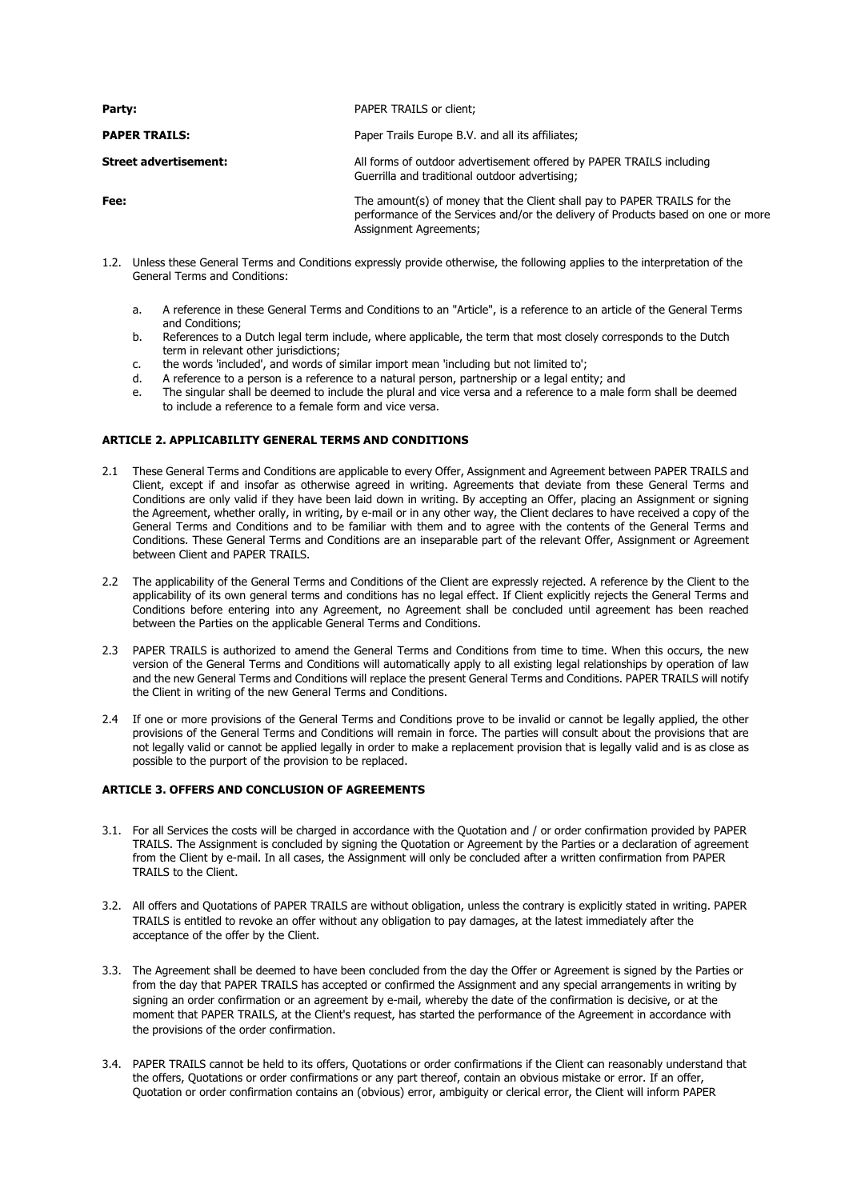| | |
|---|---|
| **Party:** | PAPER TRAILS or client; |
| **PAPER TRAILS:** | Paper Trails Europe B.V. and all its affiliates; |
| **Street advertisement:** | All forms of outdoor advertisement offered by PAPER TRAILS including Guerrilla and traditional outdoor advertising; |
| **Fee:** | The amount(s) of money that the Client shall pay to PAPER TRAILS for the performance of the Services and/or the delivery of Products based on one or more Assignment Agreements; |

1.2. Unless these General Terms and Conditions expressly provide otherwise, the following applies to the interpretation of the General Terms and Conditions:

a. A reference in these General Terms and Conditions to an "Article", is a reference to an article of the General Terms and Conditions;
b. References to a Dutch legal term include, where applicable, the term that most closely corresponds to the Dutch term in relevant other jurisdictions;
c. the words 'included', and words of similar import mean 'including but not limited to';
d. A reference to a person is a reference to a natural person, partnership or a legal entity; and
e. The singular shall be deemed to include the plural and vice versa and a reference to a male form shall be deemed to include a reference to a female form and vice versa.

**ARTICLE 2. APPLICABILITY GENERAL TERMS AND CONDITIONS**

2.1 These General Terms and Conditions are applicable to every Offer, Assignment and Agreement between PAPER TRAILS and Client, except if and insofar as otherwise agreed in writing. Agreements that deviate from these General Terms and Conditions are only valid if they have been laid down in writing. By accepting an Offer, placing an Assignment or signing the Agreement, whether orally, in writing, by e-mail or in any other way, the Client declares to have received a copy of the General Terms and Conditions and to be familiar with them and to agree with the contents of the General Terms and Conditions. These General Terms and Conditions are an inseparable part of the relevant Offer, Assignment or Agreement between Client and PAPER TRAILS.

2.2 The applicability of the General Terms and Conditions of the Client are expressly rejected. A reference by the Client to the applicability of its own general terms and conditions has no legal effect. If Client explicitly rejects the General Terms and Conditions before entering into any Agreement, no Agreement shall be concluded until agreement has been reached between the Parties on the applicable General Terms and Conditions.

2.3 PAPER TRAILS is authorized to amend the General Terms and Conditions from time to time. When this occurs, the new version of the General Terms and Conditions will automatically apply to all existing legal relationships by operation of law and the new General Terms and Conditions will replace the present General Terms and Conditions. PAPER TRAILS will notify the Client in writing of the new General Terms and Conditions.

2.4 If one or more provisions of the General Terms and Conditions prove to be invalid or cannot be legally applied, the other provisions of the General Terms and Conditions will remain in force. The parties will consult about the provisions that are not legally valid or cannot be applied legally in order to make a replacement provision that is legally valid and is as close as possible to the purport of the provision to be replaced.

**ARTICLE 3. OFFERS AND CONCLUSION OF AGREEMENTS**

3.1. For all Services the costs will be charged in accordance with the Quotation and / or order confirmation provided by PAPER TRAILS. The Assignment is concluded by signing the Quotation or Agreement by the Parties or a declaration of agreement from the Client by e-mail. In all cases, the Assignment will only be concluded after a written confirmation from PAPER TRAILS to the Client.

3.2. All offers and Quotations of PAPER TRAILS are without obligation, unless the contrary is explicitly stated in writing. PAPER TRAILS is entitled to revoke an offer without any obligation to pay damages, at the latest immediately after the acceptance of the offer by the Client.

3.3. The Agreement shall be deemed to have been concluded from the day the Offer or Agreement is signed by the Parties or from the day that PAPER TRAILS has accepted or confirmed the Assignment and any special arrangements in writing by signing an order confirmation or an agreement by e-mail, whereby the date of the confirmation is decisive, or at the moment that PAPER TRAILS, at the Client's request, has started the performance of the Agreement in accordance with the provisions of the order confirmation.

3.4. PAPER TRAILS cannot be held to its offers, Quotations or order confirmations if the Client can reasonably understand that the offers, Quotations or order confirmations or any part thereof, contain an obvious mistake or error. If an offer, Quotation or order confirmation contains an (obvious) error, ambiguity or clerical error, the Client will inform PAPER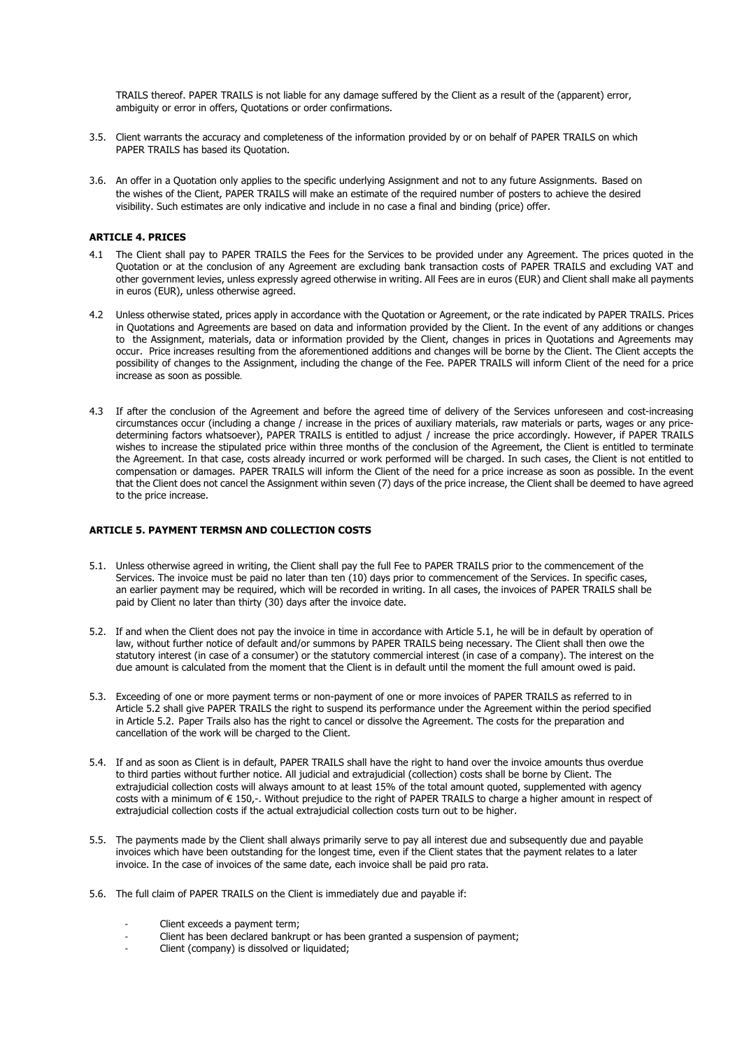TRAILS thereof. PAPER TRAILS is not liable for any damage suffered by the Client as a result of the (apparent) error, ambiguity or error in offers, Quotations or order confirmations.

3.5. Client warrants the accuracy and completeness of the information provided by or on behalf of PAPER TRAILS on which PAPER TRAILS has based its Quotation.

3.6. An offer in a Quotation only applies to the specific underlying Assignment and not to any future Assignments. Based on the wishes of the Client, PAPER TRAILS will make an estimate of the required number of posters to achieve the desired visibility. Such estimates are only indicative and include in no case a final and binding (price) offer.

**ARTICLE 4. PRICES**

4.1 The Client shall pay to PAPER TRAILS the Fees for the Services to be provided under any Agreement. The prices quoted in the Quotation or at the conclusion of any Agreement are excluding bank transaction costs of PAPER TRAILS and excluding VAT and other government levies, unless expressly agreed otherwise in writing. All Fees are in euros (EUR) and Client shall make all payments in euros (EUR), unless otherwise agreed.

4.2 Unless otherwise stated, prices apply in accordance with the Quotation or Agreement, or the rate indicated by PAPER TRAILS. Prices in Quotations and Agreements are based on data and information provided by the Client. In the event of any additions or changes to the Assignment, materials, data or information provided by the Client, changes in prices in Quotations and Agreements may occur. Price increases resulting from the aforementioned additions and changes will be borne by the Client. The Client accepts the possibility of changes to the Assignment, including the change of the Fee. PAPER TRAILS will inform Client of the need for a price increase as soon as possible.

4.3 If after the conclusion of the Agreement and before the agreed time of delivery of the Services unforeseen and cost-increasing circumstances occur (including a change / increase in the prices of auxiliary materials, raw materials or parts, wages or any price-determining factors whatsoever), PAPER TRAILS is entitled to adjust / increase the price accordingly. However, if PAPER TRAILS wishes to increase the stipulated price within three months of the conclusion of the Agreement, the Client is entitled to terminate the Agreement. In that case, costs already incurred or work performed will be charged. In such cases, the Client is not entitled to compensation or damages. PAPER TRAILS will inform the Client of the need for a price increase as soon as possible. In the event that the Client does not cancel the Assignment within seven (7) days of the price increase, the Client shall be deemed to have agreed to the price increase.

**ARTICLE 5. PAYMENT TERMSN AND COLLECTION COSTS**

5.1. Unless otherwise agreed in writing, the Client shall pay the full Fee to PAPER TRAILS prior to the commencement of the Services. The invoice must be paid no later than ten (10) days prior to commencement of the Services. In specific cases, an earlier payment may be required, which will be recorded in writing. In all cases, the invoices of PAPER TRAILS shall be paid by Client no later than thirty (30) days after the invoice date.

5.2. If and when the Client does not pay the invoice in time in accordance with Article 5.1, he will be in default by operation of law, without further notice of default and/or summons by PAPER TRAILS being necessary. The Client shall then owe the statutory interest (in case of a consumer) or the statutory commercial interest (in case of a company). The interest on the due amount is calculated from the moment that the Client is in default until the moment the full amount owed is paid.

5.3. Exceeding of one or more payment terms or non-payment of one or more invoices of PAPER TRAILS as referred to in Article 5.2 shall give PAPER TRAILS the right to suspend its performance under the Agreement within the period specified in Article 5.2. Paper Trails also has the right to cancel or dissolve the Agreement. The costs for the preparation and cancellation of the work will be charged to the Client.

5.4. If and as soon as Client is in default, PAPER TRAILS shall have the right to hand over the invoice amounts thus overdue to third parties without further notice. All judicial and extrajudicial (collection) costs shall be borne by Client. The extrajudicial collection costs will always amount to at least 15% of the total amount quoted, supplemented with agency costs with a minimum of € 150,-. Without prejudice to the right of PAPER TRAILS to charge a higher amount in respect of extrajudicial collection costs if the actual extrajudicial collection costs turn out to be higher.

5.5. The payments made by the Client shall always primarily serve to pay all interest due and subsequently due and payable invoices which have been outstanding for the longest time, even if the Client states that the payment relates to a later invoice. In the case of invoices of the same date, each invoice shall be paid pro rata.

5.6. The full claim of PAPER TRAILS on the Client is immediately due and payable if:

- Client exceeds a payment term;
- Client has been declared bankrupt or has been granted a suspension of payment;
- Client (company) is dissolved or liquidated;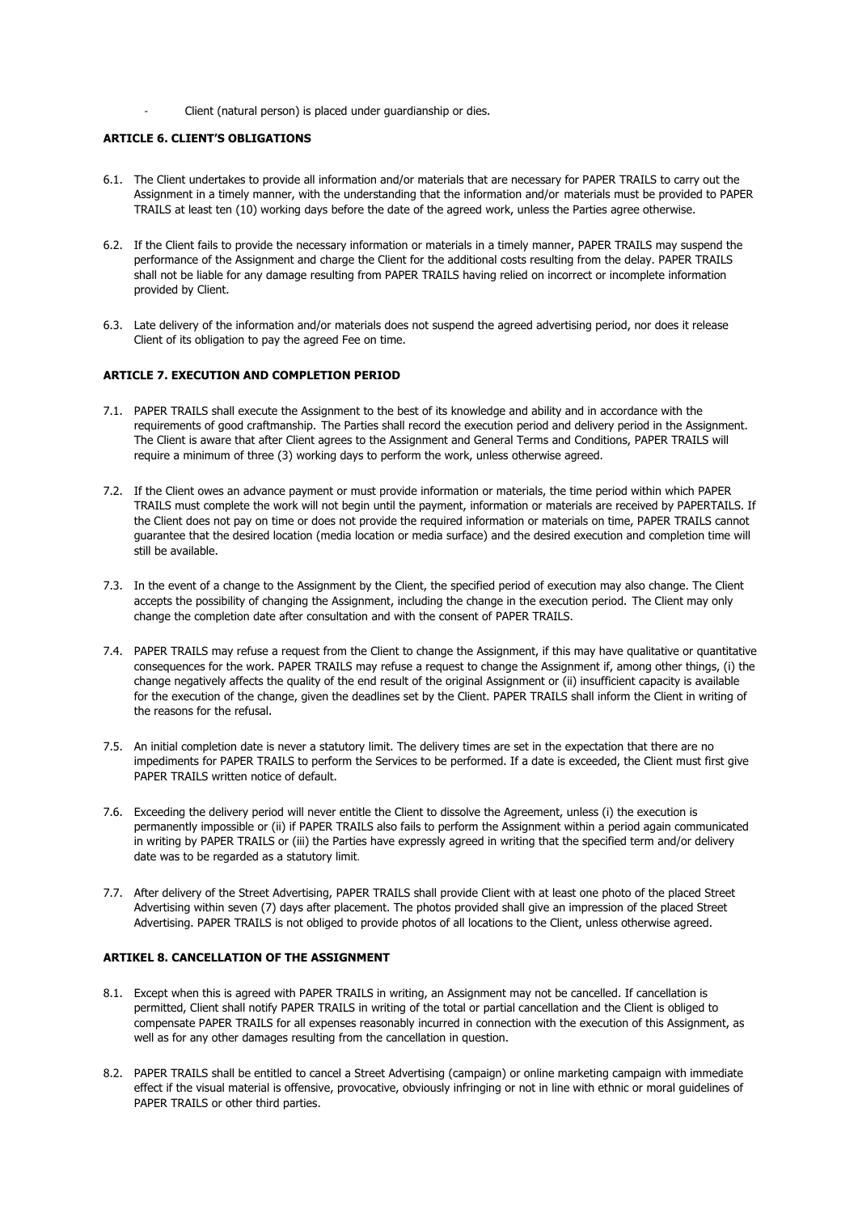- Client (natural person) is placed under guardianship or dies.

**ARTICLE 6. CLIENT'S OBLIGATIONS**

6.1. The Client undertakes to provide all information and/or materials that are necessary for PAPER TRAILS to carry out the Assignment in a timely manner, with the understanding that the information and/or materials must be provided to PAPER TRAILS at least ten (10) working days before the date of the agreed work, unless the Parties agree otherwise.

6.2. If the Client fails to provide the necessary information or materials in a timely manner, PAPER TRAILS may suspend the performance of the Assignment and charge the Client for the additional costs resulting from the delay. PAPER TRAILS shall not be liable for any damage resulting from PAPER TRAILS having relied on incorrect or incomplete information provided by Client.

6.3. Late delivery of the information and/or materials does not suspend the agreed advertising period, nor does it release Client of its obligation to pay the agreed Fee on time.

**ARTICLE 7. EXECUTION AND COMPLETION PERIOD**

7.1. PAPER TRAILS shall execute the Assignment to the best of its knowledge and ability and in accordance with the requirements of good craftmanship. The Parties shall record the execution period and delivery period in the Assignment. The Client is aware that after Client agrees to the Assignment and General Terms and Conditions, PAPER TRAILS will require a minimum of three (3) working days to perform the work, unless otherwise agreed.

7.2. If the Client owes an advance payment or must provide information or materials, the time period within which PAPER TRAILS must complete the work will not begin until the payment, information or materials are received by PAPERTAILS. If the Client does not pay on time or does not provide the required information or materials on time, PAPER TRAILS cannot guarantee that the desired location (media location or media surface) and the desired execution and completion time will still be available.

7.3. In the event of a change to the Assignment by the Client, the specified period of execution may also change. The Client accepts the possibility of changing the Assignment, including the change in the execution period. The Client may only change the completion date after consultation and with the consent of PAPER TRAILS.

7.4. PAPER TRAILS may refuse a request from the Client to change the Assignment, if this may have qualitative or quantitative consequences for the work. PAPER TRAILS may refuse a request to change the Assignment if, among other things, (i) the change negatively affects the quality of the end result of the original Assignment or (ii) insufficient capacity is available for the execution of the change, given the deadlines set by the Client. PAPER TRAILS shall inform the Client in writing of the reasons for the refusal.

7.5. An initial completion date is never a statutory limit. The delivery times are set in the expectation that there are no impediments for PAPER TRAILS to perform the Services to be performed. If a date is exceeded, the Client must first give PAPER TRAILS written notice of default.

7.6. Exceeding the delivery period will never entitle the Client to dissolve the Agreement, unless (i) the execution is permanently impossible or (ii) if PAPER TRAILS also fails to perform the Assignment within a period again communicated in writing by PAPER TRAILS or (iii) the Parties have expressly agreed in writing that the specified term and/or delivery date was to be regarded as a statutory limit.

7.7. After delivery of the Street Advertising, PAPER TRAILS shall provide Client with at least one photo of the placed Street Advertising within seven (7) days after placement. The photos provided shall give an impression of the placed Street Advertising. PAPER TRAILS is not obliged to provide photos of all locations to the Client, unless otherwise agreed.

**ARTIKEL 8. CANCELLATION OF THE ASSIGNMENT**

8.1. Except when this is agreed with PAPER TRAILS in writing, an Assignment may not be cancelled. If cancellation is permitted, Client shall notify PAPER TRAILS in writing of the total or partial cancellation and the Client is obliged to compensate PAPER TRAILS for all expenses reasonably incurred in connection with the execution of this Assignment, as well as for any other damages resulting from the cancellation in question.

8.2. PAPER TRAILS shall be entitled to cancel a Street Advertising (campaign) or online marketing campaign with immediate effect if the visual material is offensive, provocative, obviously infringing or not in line with ethnic or moral guidelines of PAPER TRAILS or other third parties.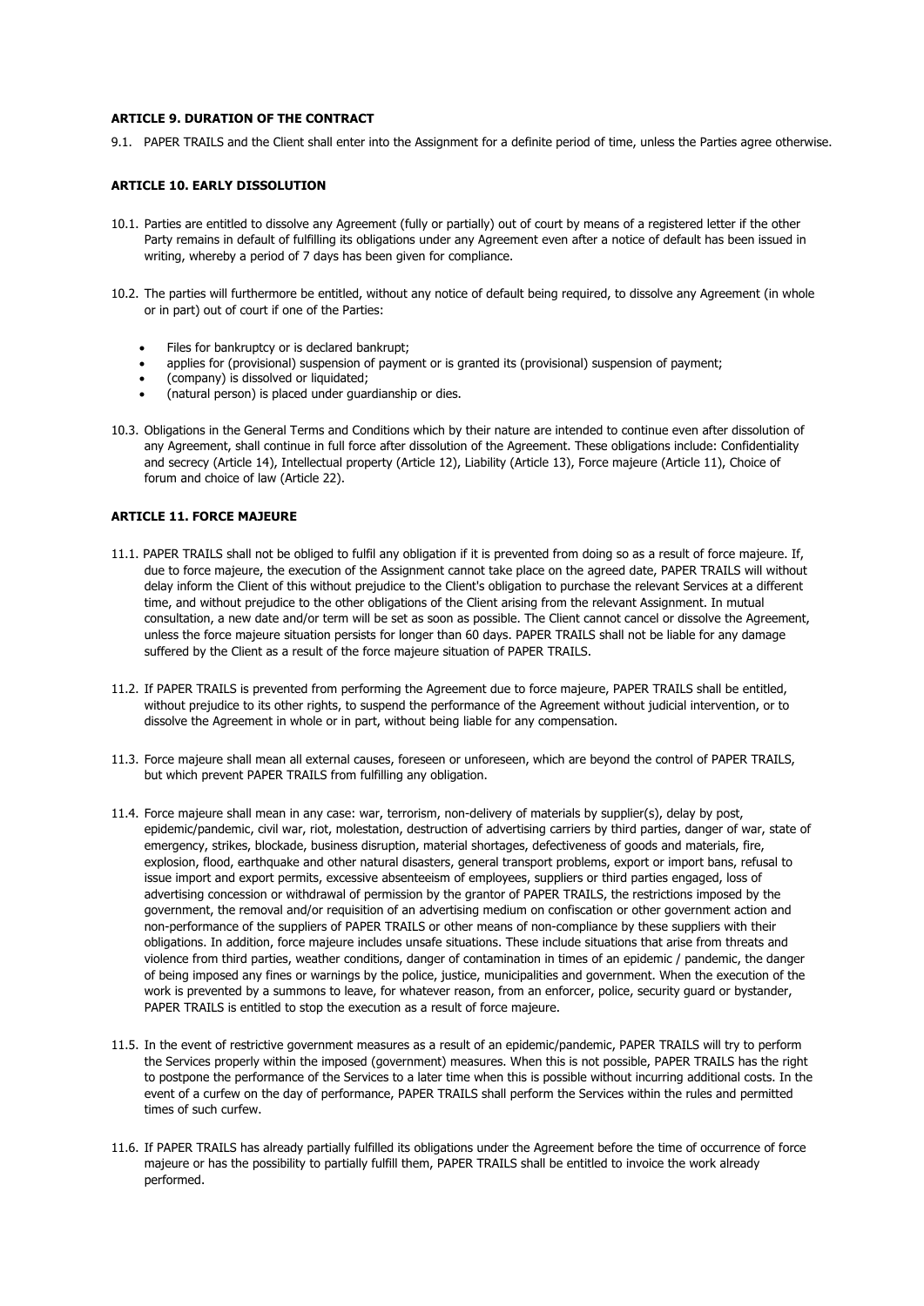**ARTICLE 9. DURATION OF THE CONTRACT**

9.1. PAPER TRAILS and the Client shall enter into the Assignment for a definite period of time, unless the Parties agree otherwise.

**ARTICLE 10. EARLY DISSOLUTION**

10.1. Parties are entitled to dissolve any Agreement (fully or partially) out of court by means of a registered letter if the other Party remains in default of fulfilling its obligations under any Agreement even after a notice of default has been issued in writing, whereby a period of 7 days has been given for compliance.

10.2. The parties will furthermore be entitled, without any notice of default being required, to dissolve any Agreement (in whole or in part) out of court if one of the Parties:

- Files for bankruptcy or is declared bankrupt;
- applies for (provisional) suspension of payment or is granted its (provisional) suspension of payment;
- (company) is dissolved or liquidated;
- (natural person) is placed under guardianship or dies.

10.3. Obligations in the General Terms and Conditions which by their nature are intended to continue even after dissolution of any Agreement, shall continue in full force after dissolution of the Agreement. These obligations include: Confidentiality and secrecy (Article 14), Intellectual property (Article 12), Liability (Article 13), Force majeure (Article 11), Choice of forum and choice of law (Article 22).

**ARTICLE 11. FORCE MAJEURE**

11.1. PAPER TRAILS shall not be obliged to fulfil any obligation if it is prevented from doing so as a result of force majeure. If, due to force majeure, the execution of the Assignment cannot take place on the agreed date, PAPER TRAILS will without delay inform the Client of this without prejudice to the Client's obligation to purchase the relevant Services at a different time, and without prejudice to the other obligations of the Client arising from the relevant Assignment. In mutual consultation, a new date and/or term will be set as soon as possible. The Client cannot cancel or dissolve the Agreement, unless the force majeure situation persists for longer than 60 days. PAPER TRAILS shall not be liable for any damage suffered by the Client as a result of the force majeure situation of PAPER TRAILS.

11.2. If PAPER TRAILS is prevented from performing the Agreement due to force majeure, PAPER TRAILS shall be entitled, without prejudice to its other rights, to suspend the performance of the Agreement without judicial intervention, or to dissolve the Agreement in whole or in part, without being liable for any compensation.

11.3. Force majeure shall mean all external causes, foreseen or unforeseen, which are beyond the control of PAPER TRAILS, but which prevent PAPER TRAILS from fulfilling any obligation.

11.4. Force majeure shall mean in any case: war, terrorism, non-delivery of materials by supplier(s), delay by post, epidemic/pandemic, civil war, riot, molestation, destruction of advertising carriers by third parties, danger of war, state of emergency, strikes, blockade, business disruption, material shortages, defectiveness of goods and materials, fire, explosion, flood, earthquake and other natural disasters, general transport problems, export or import bans, refusal to issue import and export permits, excessive absenteeism of employees, suppliers or third parties engaged, loss of advertising concession or withdrawal of permission by the grantor of PAPER TRAILS, the restrictions imposed by the government, the removal and/or requisition of an advertising medium on confiscation or other government action and non-performance of the suppliers of PAPER TRAILS or other means of non-compliance by these suppliers with their obligations. In addition, force majeure includes unsafe situations. These include situations that arise from threats and violence from third parties, weather conditions, danger of contamination in times of an epidemic / pandemic, the danger of being imposed any fines or warnings by the police, justice, municipalities and government. When the execution of the work is prevented by a summons to leave, for whatever reason, from an enforcer, police, security guard or bystander, PAPER TRAILS is entitled to stop the execution as a result of force majeure.

11.5. In the event of restrictive government measures as a result of an epidemic/pandemic, PAPER TRAILS will try to perform the Services properly within the imposed (government) measures. When this is not possible, PAPER TRAILS has the right to postpone the performance of the Services to a later time when this is possible without incurring additional costs. In the event of a curfew on the day of performance, PAPER TRAILS shall perform the Services within the rules and permitted times of such curfew.

11.6. If PAPER TRAILS has already partially fulfilled its obligations under the Agreement before the time of occurrence of force majeure or has the possibility to partially fulfill them, PAPER TRAILS shall be entitled to invoice the work already performed.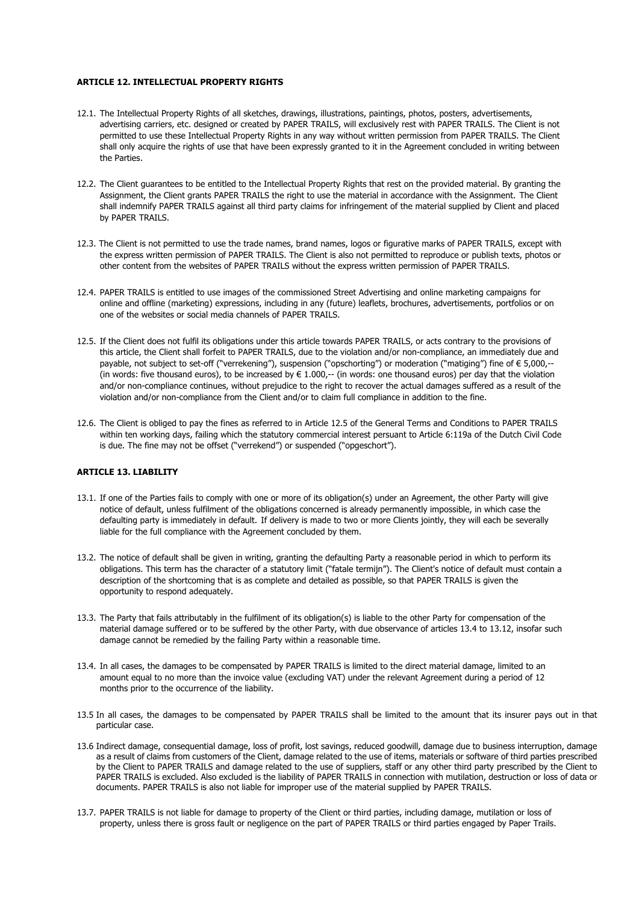**ARTICLE 12. INTELLECTUAL PROPERTY RIGHTS**

12.1. The Intellectual Property Rights of all sketches, drawings, illustrations, paintings, photos, posters, advertisements, advertising carriers, etc. designed or created by PAPER TRAILS, will exclusively rest with PAPER TRAILS. The Client is not permitted to use these Intellectual Property Rights in any way without written permission from PAPER TRAILS. The Client shall only acquire the rights of use that have been expressly granted to it in the Agreement concluded in writing between the Parties.

12.2. The Client guarantees to be entitled to the Intellectual Property Rights that rest on the provided material. By granting the Assignment, the Client grants PAPER TRAILS the right to use the material in accordance with the Assignment. The Client shall indemnify PAPER TRAILS against all third party claims for infringement of the material supplied by Client and placed by PAPER TRAILS.

12.3. The Client is not permitted to use the trade names, brand names, logos or figurative marks of PAPER TRAILS, except with the express written permission of PAPER TRAILS. The Client is also not permitted to reproduce or publish texts, photos or other content from the websites of PAPER TRAILS without the express written permission of PAPER TRAILS.

12.4. PAPER TRAILS is entitled to use images of the commissioned Street Advertising and online marketing campaigns for online and offline (marketing) expressions, including in any (future) leaflets, brochures, advertisements, portfolios or on one of the websites or social media channels of PAPER TRAILS.

12.5. If the Client does not fulfil its obligations under this article towards PAPER TRAILS, or acts contrary to the provisions of this article, the Client shall forfeit to PAPER TRAILS, due to the violation and/or non-compliance, an immediately due and payable, not subject to set-off ("verrekening"), suspension ("opschorting") or moderation ("matiging") fine of € 5,000,-- (in words: five thousand euros), to be increased by € 1.000,-- (in words: one thousand euros) per day that the violation and/or non-compliance continues, without prejudice to the right to recover the actual damages suffered as a result of the violation and/or non-compliance from the Client and/or to claim full compliance in addition to the fine.

12.6. The Client is obliged to pay the fines as referred to in Article 12.5 of the General Terms and Conditions to PAPER TRAILS within ten working days, failing which the statutory commercial interest persuant to Article 6:119a of the Dutch Civil Code is due. The fine may not be offset ("verrekend") or suspended ("opgeschort").

**ARTICLE 13. LIABILITY**

13.1. If one of the Parties fails to comply with one or more of its obligation(s) under an Agreement, the other Party will give notice of default, unless fulfilment of the obligations concerned is already permanently impossible, in which case the defaulting party is immediately in default. If delivery is made to two or more Clients jointly, they will each be severally liable for the full compliance with the Agreement concluded by them.

13.2. The notice of default shall be given in writing, granting the defaulting Party a reasonable period in which to perform its obligations. This term has the character of a statutory limit ("fatale termijn"). The Client's notice of default must contain a description of the shortcoming that is as complete and detailed as possible, so that PAPER TRAILS is given the opportunity to respond adequately.

13.3. The Party that fails attributably in the fulfilment of its obligation(s) is liable to the other Party for compensation of the material damage suffered or to be suffered by the other Party, with due observance of articles 13.4 to 13.12, insofar such damage cannot be remedied by the failing Party within a reasonable time.

13.4. In all cases, the damages to be compensated by PAPER TRAILS is limited to the direct material damage, limited to an amount equal to no more than the invoice value (excluding VAT) under the relevant Agreement during a period of 12 months prior to the occurrence of the liability.

13.5 In all cases, the damages to be compensated by PAPER TRAILS shall be limited to the amount that its insurer pays out in that particular case.

13.6 Indirect damage, consequential damage, loss of profit, lost savings, reduced goodwill, damage due to business interruption, damage as a result of claims from customers of the Client, damage related to the use of items, materials or software of third parties prescribed by the Client to PAPER TRAILS and damage related to the use of suppliers, staff or any other third party prescribed by the Client to PAPER TRAILS is excluded. Also excluded is the liability of PAPER TRAILS in connection with mutilation, destruction or loss of data or documents. PAPER TRAILS is also not liable for improper use of the material supplied by PAPER TRAILS.

13.7. PAPER TRAILS is not liable for damage to property of the Client or third parties, including damage, mutilation or loss of property, unless there is gross fault or negligence on the part of PAPER TRAILS or third parties engaged by Paper Trails.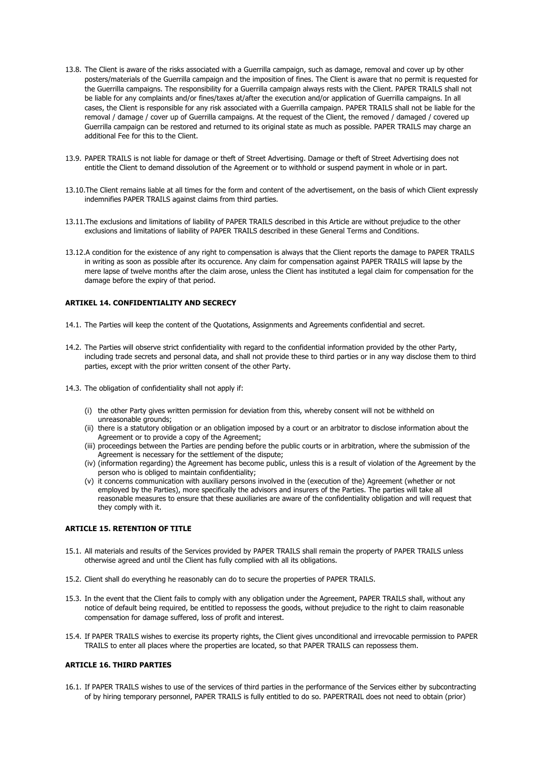13.8. The Client is aware of the risks associated with a Guerrilla campaign, such as damage, removal and cover up by other posters/materials of the Guerrilla campaign and the imposition of fines. The Client is aware that no permit is requested for the Guerrilla campaigns. The responsibility for a Guerrilla campaign always rests with the Client. PAPER TRAILS shall not be liable for any complaints and/or fines/taxes at/after the execution and/or application of Guerrilla campaigns. In all cases, the Client is responsible for any risk associated with a Guerrilla campaign. PAPER TRAILS shall not be liable for the removal / damage / cover up of Guerrilla campaigns. At the request of the Client, the removed / damaged / covered up Guerrilla campaign can be restored and returned to its original state as much as possible. PAPER TRAILS may charge an additional Fee for this to the Client.

13.9. PAPER TRAILS is not liable for damage or theft of Street Advertising. Damage or theft of Street Advertising does not entitle the Client to demand dissolution of the Agreement or to withhold or suspend payment in whole or in part.

13.10. The Client remains liable at all times for the form and content of the advertisement, on the basis of which Client expressly indemnifies PAPER TRAILS against claims from third parties.

13.11. The exclusions and limitations of liability of PAPER TRAILS described in this Article are without prejudice to the other exclusions and limitations of liability of PAPER TRAILS described in these General Terms and Conditions.

13.12. A condition for the existence of any right to compensation is always that the Client reports the damage to PAPER TRAILS in writing as soon as possible after its occurence. Any claim for compensation against PAPER TRAILS will lapse by the mere lapse of twelve months after the claim arose, unless the Client has instituted a legal claim for compensation for the damage before the expiry of that period.

**ARTIKEL 14. CONFIDENTIALITY AND SECRECY**

14.1. The Parties will keep the content of the Quotations, Assignments and Agreements confidential and secret.

14.2. The Parties will observe strict confidentiality with regard to the confidential information provided by the other Party, including trade secrets and personal data, and shall not provide these to third parties or in any way disclose them to third parties, except with the prior written consent of the other Party.

14.3. The obligation of confidentiality shall not apply if:

(i) the other Party gives written permission for deviation from this, whereby consent will not be withheld on unreasonable grounds;
(ii) there is a statutory obligation or an obligation imposed by a court or an arbitrator to disclose information about the Agreement or to provide a copy of the Agreement;
(iii) proceedings between the Parties are pending before the public courts or in arbitration, where the submission of the Agreement is necessary for the settlement of the dispute;
(iv) (information regarding) the Agreement has become public, unless this is a result of violation of the Agreement by the person who is obliged to maintain confidentiality;
(v) it concerns communication with auxiliary persons involved in the (execution of the) Agreement (whether or not employed by the Parties), more specifically the advisors and insurers of the Parties. The parties will take all reasonable measures to ensure that these auxiliaries are aware of the confidentiality obligation and will request that they comply with it.

**ARTICLE 15. RETENTION OF TITLE**

15.1. All materials and results of the Services provided by PAPER TRAILS shall remain the property of PAPER TRAILS unless otherwise agreed and until the Client has fully complied with all its obligations.

15.2. Client shall do everything he reasonably can do to secure the properties of PAPER TRAILS.

15.3. In the event that the Client fails to comply with any obligation under the Agreement, PAPER TRAILS shall, without any notice of default being required, be entitled to repossess the goods, without prejudice to the right to claim reasonable compensation for damage suffered, loss of profit and interest.

15.4. If PAPER TRAILS wishes to exercise its property rights, the Client gives unconditional and irrevocable permission to PAPER TRAILS to enter all places where the properties are located, so that PAPER TRAILS can repossess them.

**ARTICLE 16. THIRD PARTIES**

16.1. If PAPER TRAILS wishes to use of the services of third parties in the performance of the Services either by subcontracting of by hiring temporary personnel, PAPER TRAILS is fully entitled to do so. PAPERTRAIL does not need to obtain (prior)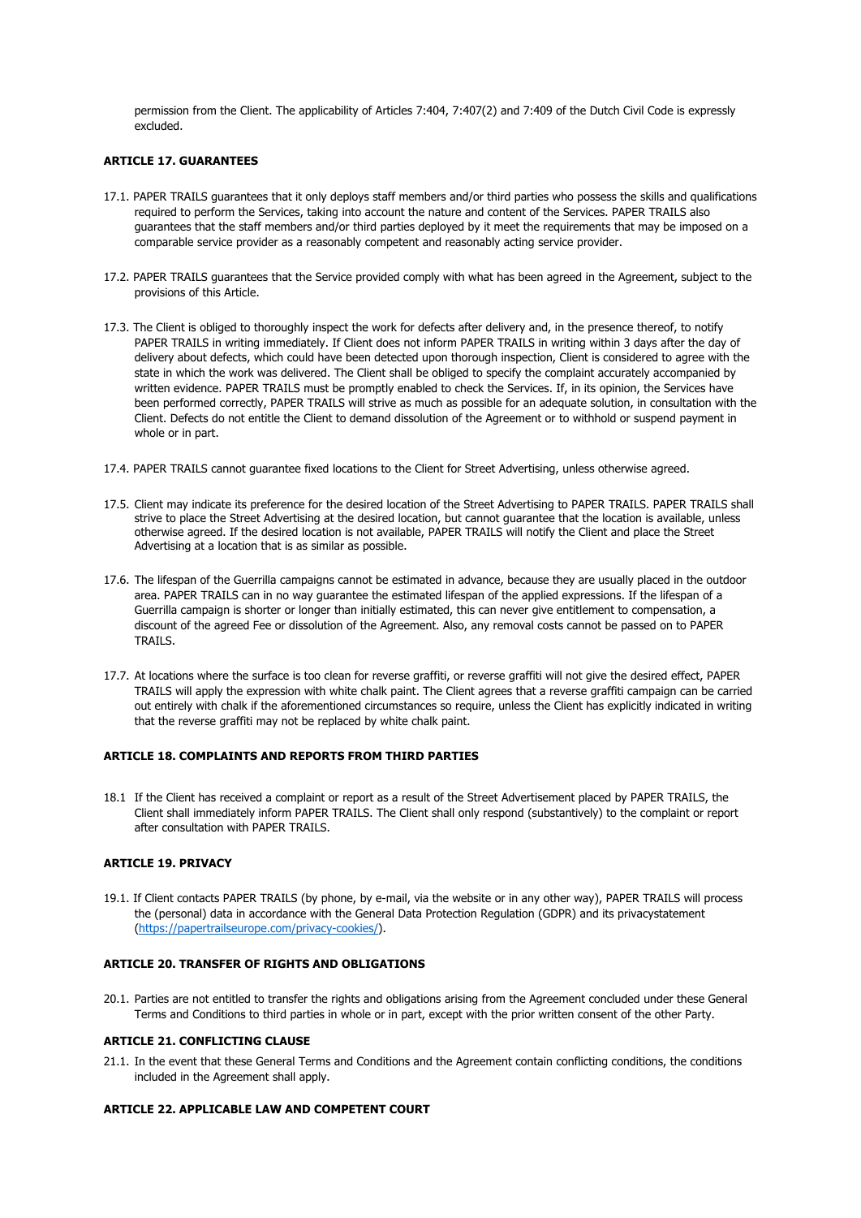permission from the Client. The applicability of Articles 7:404, 7:407(2) and 7:409 of the Dutch Civil Code is expressly excluded.

**ARTICLE 17. GUARANTEES**

17.1. PAPER TRAILS guarantees that it only deploys staff members and/or third parties who possess the skills and qualifications required to perform the Services, taking into account the nature and content of the Services. PAPER TRAILS also guarantees that the staff members and/or third parties deployed by it meet the requirements that may be imposed on a comparable service provider as a reasonably competent and reasonably acting service provider.

17.2. PAPER TRAILS guarantees that the Service provided comply with what has been agreed in the Agreement, subject to the provisions of this Article.

17.3. The Client is obliged to thoroughly inspect the work for defects after delivery and, in the presence thereof, to notify PAPER TRAILS in writing immediately. If Client does not inform PAPER TRAILS in writing within 3 days after the day of delivery about defects, which could have been detected upon thorough inspection, Client is considered to agree with the state in which the work was delivered. The Client shall be obliged to specify the complaint accurately accompanied by written evidence. PAPER TRAILS must be promptly enabled to check the Services. If, in its opinion, the Services have been performed correctly, PAPER TRAILS will strive as much as possible for an adequate solution, in consultation with the Client. Defects do not entitle the Client to demand dissolution of the Agreement or to withhold or suspend payment in whole or in part.

17.4. PAPER TRAILS cannot guarantee fixed locations to the Client for Street Advertising, unless otherwise agreed.

17.5. Client may indicate its preference for the desired location of the Street Advertising to PAPER TRAILS. PAPER TRAILS shall strive to place the Street Advertising at the desired location, but cannot guarantee that the location is available, unless otherwise agreed. If the desired location is not available, PAPER TRAILS will notify the Client and place the Street Advertising at a location that is as similar as possible.

17.6. The lifespan of the Guerrilla campaigns cannot be estimated in advance, because they are usually placed in the outdoor area. PAPER TRAILS can in no way guarantee the estimated lifespan of the applied expressions. If the lifespan of a Guerrilla campaign is shorter or longer than initially estimated, this can never give entitlement to compensation, a discount of the agreed Fee or dissolution of the Agreement. Also, any removal costs cannot be passed on to PAPER TRAILS.

17.7. At locations where the surface is too clean for reverse graffiti, or reverse graffiti will not give the desired effect, PAPER TRAILS will apply the expression with white chalk paint. The Client agrees that a reverse graffiti campaign can be carried out entirely with chalk if the aforementioned circumstances so require, unless the Client has explicitly indicated in writing that the reverse graffiti may not be replaced by white chalk paint.

**ARTICLE 18. COMPLAINTS AND REPORTS FROM THIRD PARTIES**

18.1 If the Client has received a complaint or report as a result of the Street Advertisement placed by PAPER TRAILS, the Client shall immediately inform PAPER TRAILS. The Client shall only respond (substantively) to the complaint or report after consultation with PAPER TRAILS.

**ARTICLE 19. PRIVACY**

19.1. If Client contacts PAPER TRAILS (by phone, by e-mail, via the website or in any other way), PAPER TRAILS will process the (personal) data in accordance with the General Data Protection Regulation (GDPR) and its privacystatement (https://papertrailseurope.com/privacy-cookies/).

**ARTICLE 20. TRANSFER OF RIGHTS AND OBLIGATIONS**

20.1. Parties are not entitled to transfer the rights and obligations arising from the Agreement concluded under these General Terms and Conditions to third parties in whole or in part, except with the prior written consent of the other Party.

**ARTICLE 21. CONFLICTING CLAUSE**

21.1. In the event that these General Terms and Conditions and the Agreement contain conflicting conditions, the conditions included in the Agreement shall apply.

**ARTICLE 22. APPLICABLE LAW AND COMPETENT COURT**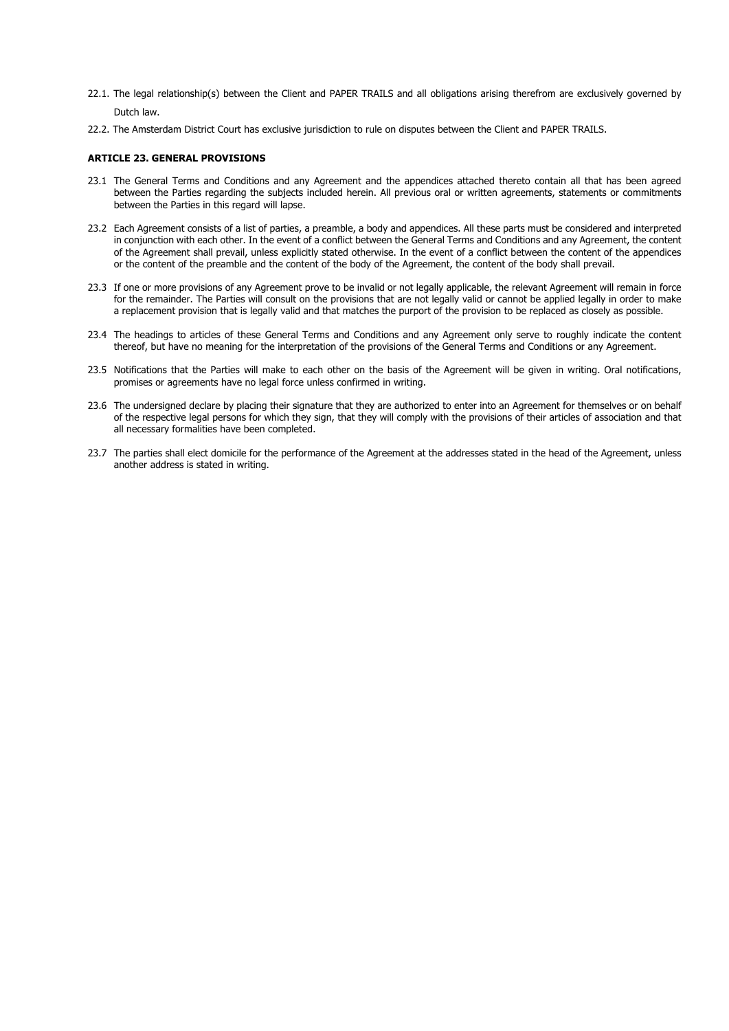22.1. The legal relationship(s) between the Client and PAPER TRAILS and all obligations arising therefrom are exclusively governed by Dutch law.

22.2. The Amsterdam District Court has exclusive jurisdiction to rule on disputes between the Client and PAPER TRAILS.

**ARTICLE 23. GENERAL PROVISIONS**

23.1 The General Terms and Conditions and any Agreement and the appendices attached thereto contain all that has been agreed between the Parties regarding the subjects included herein. All previous oral or written agreements, statements or commitments between the Parties in this regard will lapse.

23.2 Each Agreement consists of a list of parties, a preamble, a body and appendices. All these parts must be considered and interpreted in conjunction with each other. In the event of a conflict between the General Terms and Conditions and any Agreement, the content of the Agreement shall prevail, unless explicitly stated otherwise. In the event of a conflict between the content of the appendices or the content of the preamble and the content of the body of the Agreement, the content of the body shall prevail.

23.3 If one or more provisions of any Agreement prove to be invalid or not legally applicable, the relevant Agreement will remain in force for the remainder. The Parties will consult on the provisions that are not legally valid or cannot be applied legally in order to make a replacement provision that is legally valid and that matches the purport of the provision to be replaced as closely as possible.

23.4 The headings to articles of these General Terms and Conditions and any Agreement only serve to roughly indicate the content thereof, but have no meaning for the interpretation of the provisions of the General Terms and Conditions or any Agreement.

23.5 Notifications that the Parties will make to each other on the basis of the Agreement will be given in writing. Oral notifications, promises or agreements have no legal force unless confirmed in writing.

23.6 The undersigned declare by placing their signature that they are authorized to enter into an Agreement for themselves or on behalf of the respective legal persons for which they sign, that they will comply with the provisions of their articles of association and that all necessary formalities have been completed.

23.7 The parties shall elect domicile for the performance of the Agreement at the addresses stated in the head of the Agreement, unless another address is stated in writing.